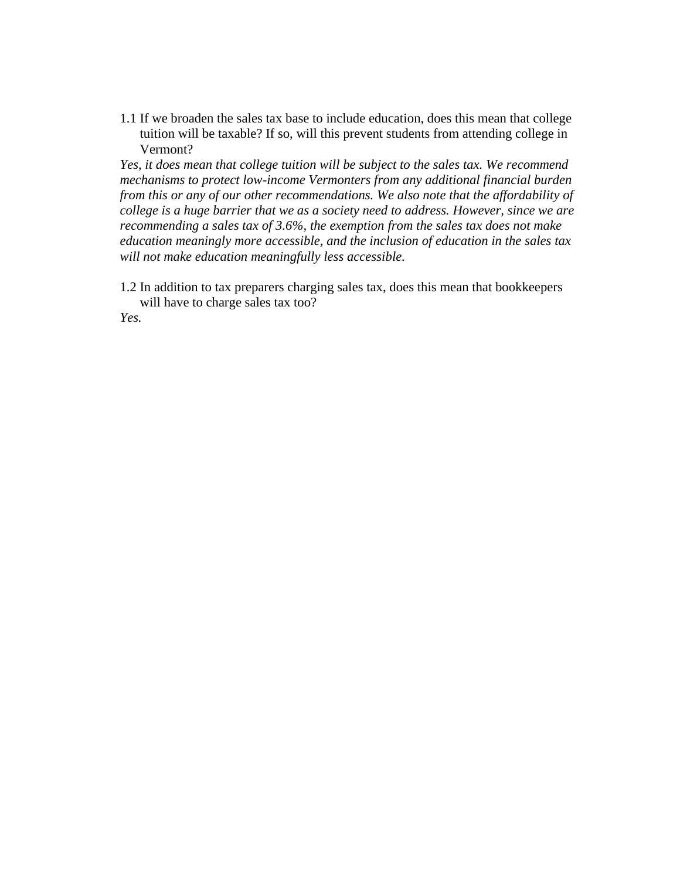1.1 If we broaden the sales tax base to include education, does this mean that college tuition will be taxable? If so, will this prevent students from attending college in Vermont?

*Yes, it does mean that college tuition will be subject to the sales tax. We recommend mechanisms to protect low-income Vermonters from any additional financial burden from this or any of our other recommendations. We also note that the affordability of college is a huge barrier that we as a society need to address. However, since we are recommending a sales tax of 3.6%, the exemption from the sales tax does not make education meaningly more accessible, and the inclusion of education in the sales tax will not make education meaningfully less accessible.*

1.2 In addition to tax preparers charging sales tax, does this mean that bookkeepers will have to charge sales tax too?

*Yes.*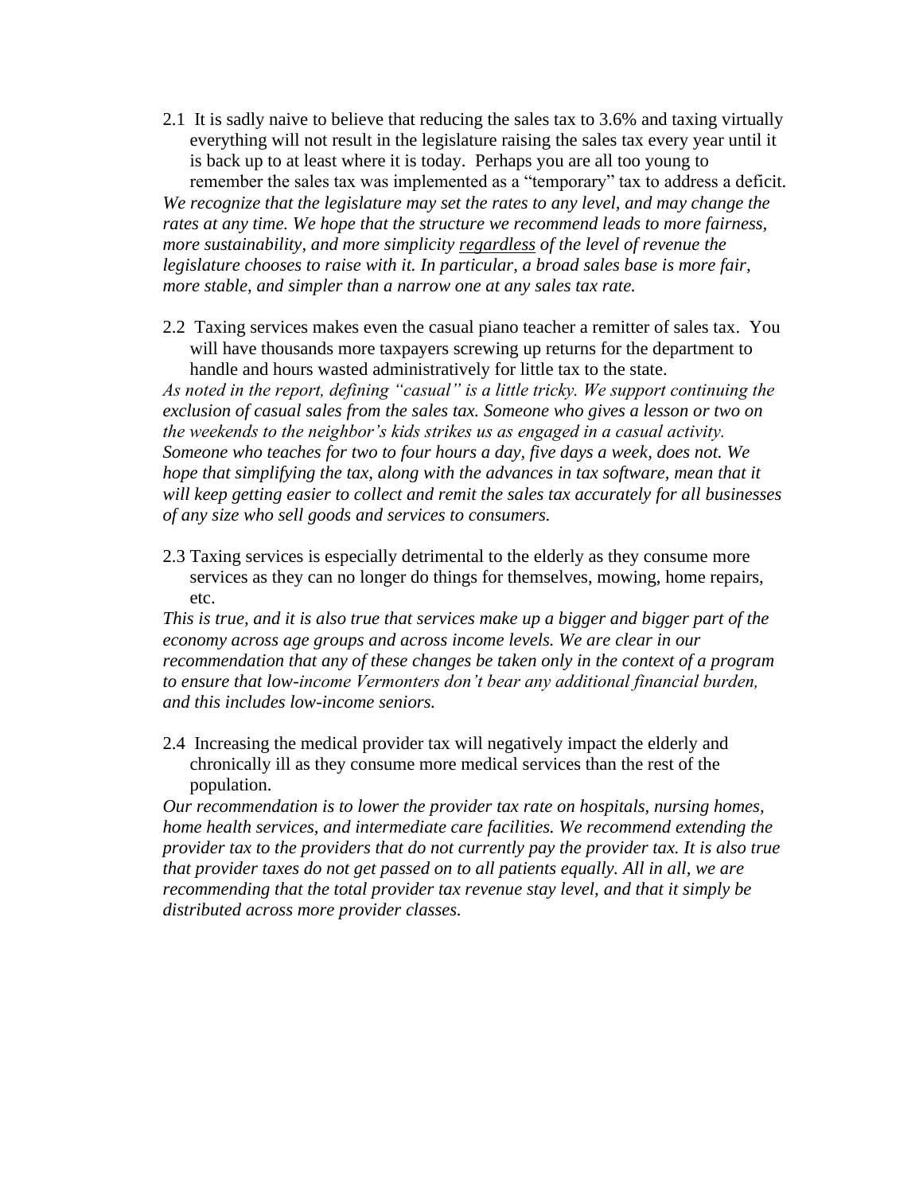2.1 It is sadly naive to believe that reducing the sales tax to 3.6% and taxing virtually everything will not result in the legislature raising the sales tax every year until it is back up to at least where it is today. Perhaps you are all too young to remember the sales tax was implemented as a "temporary" tax to address a deficit.

*We recognize that the legislature may set the rates to any level, and may change the rates at any time. We hope that the structure we recommend leads to more fairness, more sustainability, and more simplicity <u>regardless</u> of the level of revenue the legislature chooses to raise with it. In particular, a broad sales base is more fair, more stable, and simpler than a narrow one at any sales tax rate.*

2.2 Taxing services makes even the casual piano teacher a remitter of sales tax. You will have thousands more taxpayers screwing up returns for the department to handle and hours wasted administratively for little tax to the state.

*As noted in the report, defining "casual" is a little tricky. We support continuing the exclusion of casual sales from the sales tax. Someone who gives a lesson or two on the weekends to the neighbor's kids strikes us as engaged in a casual activity. Someone who teaches for two to four hours a day, five days a week, does not. We hope that simplifying the tax, along with the advances in tax software, mean that it will keep getting easier to collect and remit the sales tax accurately for all businesses of any size who sell goods and services to consumers.*

2.3 Taxing services is especially detrimental to the elderly as they consume more services as they can no longer do things for themselves, mowing, home repairs, etc.

*This is true, and it is also true that services make up a bigger and bigger part of the economy across age groups and across income levels. We are clear in our recommendation that any of these changes be taken only in the context of a program to ensure that low-income Vermonters don't bear any additional financial burden, and this includes low-income seniors.*

2.4 Increasing the medical provider tax will negatively impact the elderly and chronically ill as they consume more medical services than the rest of the population.

*Our recommendation is to lower the provider tax rate on hospitals, nursing homes, home health services, and intermediate care facilities. We recommend extending the provider tax to the providers that do not currently pay the provider tax. It is also true that provider taxes do not get passed on to all patients equally. All in all, we are recommending that the total provider tax revenue stay level, and that it simply be distributed across more provider classes.*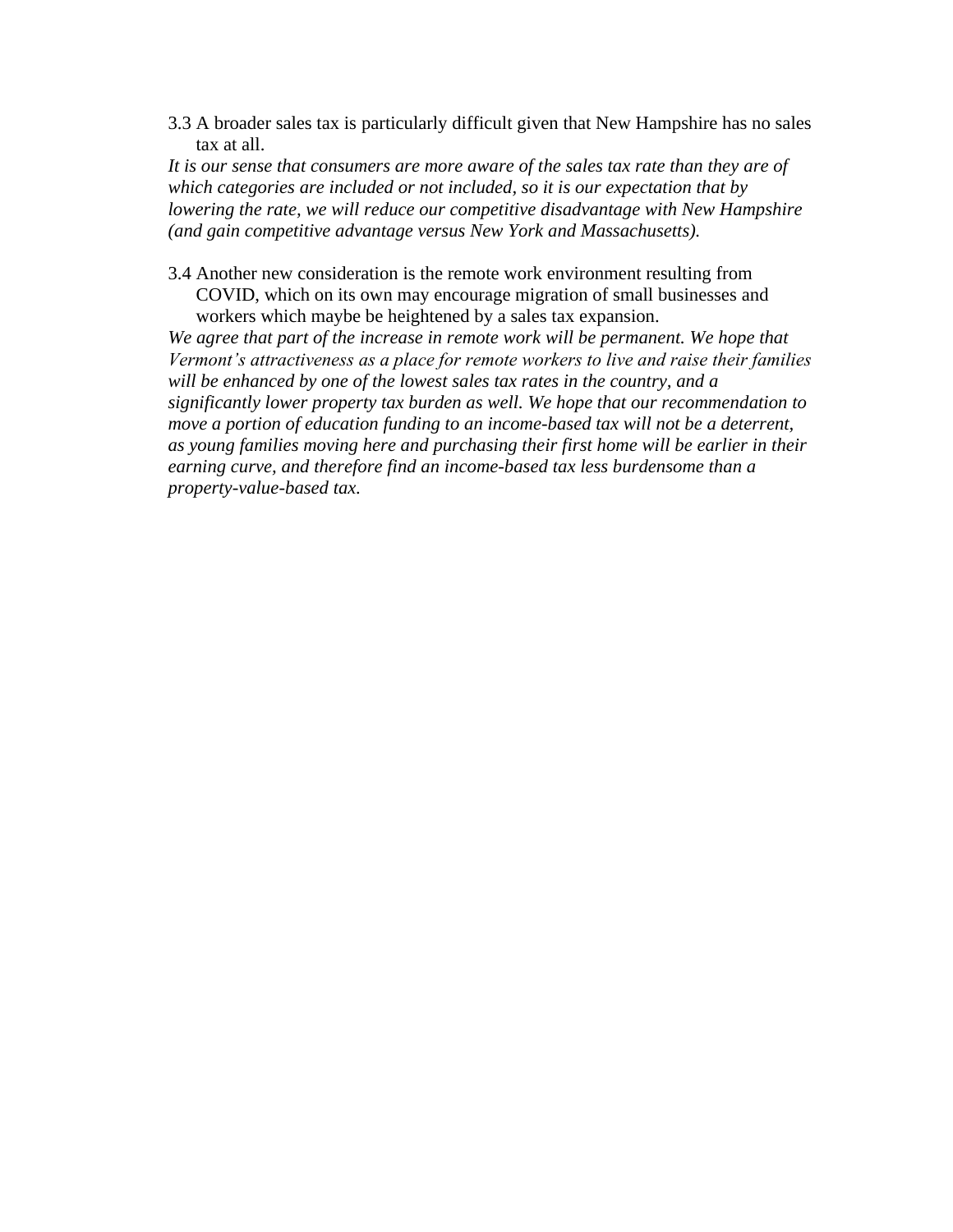3.3 A broader sales tax is particularly difficult given that New Hampshire has no sales tax at all.

*It is our sense that consumers are more aware of the sales tax rate than they are of which categories are included or not included, so it is our expectation that by lowering the rate, we will reduce our competitive disadvantage with New Hampshire (and gain competitive advantage versus New York and Massachusetts).*

3.4 Another new consideration is the remote work environment resulting from COVID, which on its own may encourage migration of small businesses and workers which maybe be heightened by a sales tax expansion.

*We agree that part of the increase in remote work will be permanent. We hope that Vermont's attractiveness as a place for remote workers to live and raise their families will be enhanced by one of the lowest sales tax rates in the country, and a significantly lower property tax burden as well. We hope that our recommendation to move a portion of education funding to an income-based tax will not be a deterrent, as young families moving here and purchasing their first home will be earlier in their earning curve, and therefore find an income-based tax less burdensome than a property-value-based tax.*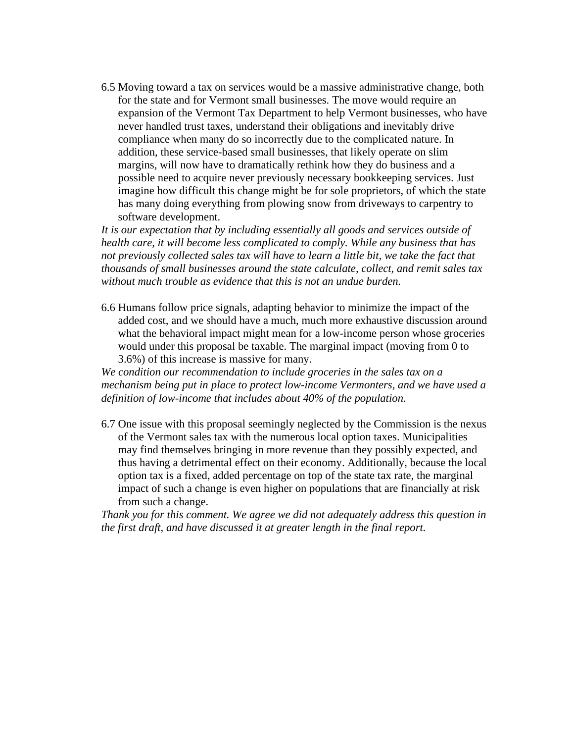6.5 Moving toward a tax on services would be a massive administrative change, both for the state and for Vermont small businesses. The move would require an expansion of the Vermont Tax Department to help Vermont businesses, who have never handled trust taxes, understand their obligations and inevitably drive compliance when many do so incorrectly due to the complicated nature. In addition, these service-based small businesses, that likely operate on slim margins, will now have to dramatically rethink how they do business and a possible need to acquire never previously necessary bookkeeping services. Just imagine how difficult this change might be for sole proprietors, of which the state has many doing everything from plowing snow from driveways to carpentry to software development.

*It is our expectation that by including essentially all goods and services outside of health care, it will become less complicated to comply. While any business that has not previously collected sales tax will have to learn a little bit, we take the fact that thousands of small businesses around the state calculate, collect, and remit sales tax without much trouble as evidence that this is not an undue burden.*

6.6 Humans follow price signals, adapting behavior to minimize the impact of the added cost, and we should have a much, much more exhaustive discussion around what the behavioral impact might mean for a low-income person whose groceries would under this proposal be taxable. The marginal impact (moving from 0 to 3.6%) of this increase is massive for many.

*We condition our recommendation to include groceries in the sales tax on a mechanism being put in place to protect low-income Vermonters, and we have used a definition of low-income that includes about 40% of the population.*

6.7 One issue with this proposal seemingly neglected by the Commission is the nexus of the Vermont sales tax with the numerous local option taxes. Municipalities may find themselves bringing in more revenue than they possibly expected, and thus having a detrimental effect on their economy. Additionally, because the local option tax is a fixed, added percentage on top of the state tax rate, the marginal impact of such a change is even higher on populations that are financially at risk from such a change.

*Thank you for this comment. We agree we did not adequately address this question in the first draft, and have discussed it at greater length in the final report.*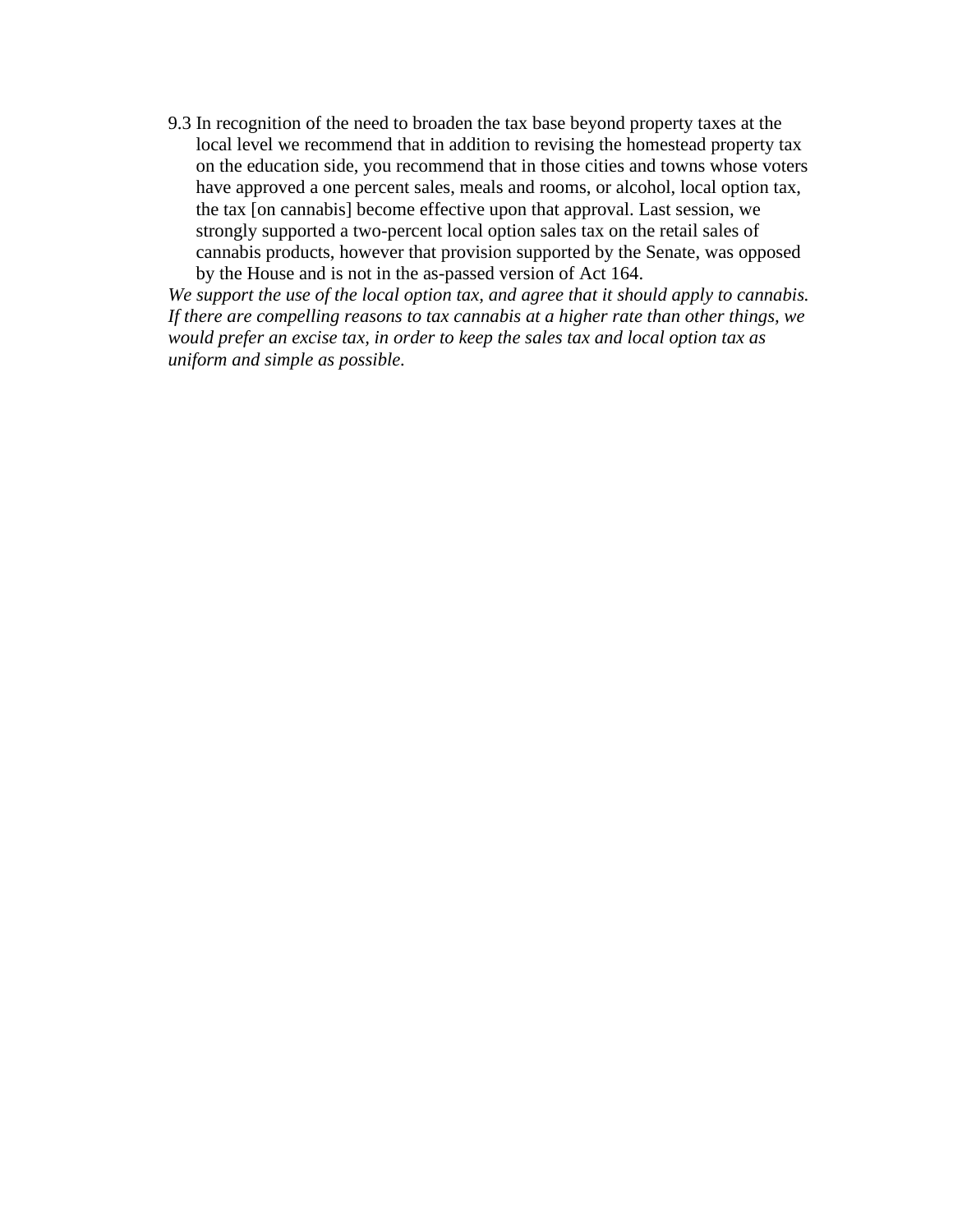9.3 In recognition of the need to broaden the tax base beyond property taxes at the local level we recommend that in addition to revising the homestead property tax on the education side, you recommend that in those cities and towns whose voters have approved a one percent sales, meals and rooms, or alcohol, local option tax, the tax [on cannabis] become effective upon that approval. Last session, we strongly supported a two-percent local option sales tax on the retail sales of cannabis products, however that provision supported by the Senate, was opposed by the House and is not in the as-passed version of Act 164.

*We support the use of the local option tax, and agree that it should apply to cannabis. If there are compelling reasons to tax cannabis at a higher rate than other things, we would prefer an excise tax, in order to keep the sales tax and local option tax as uniform and simple as possible.*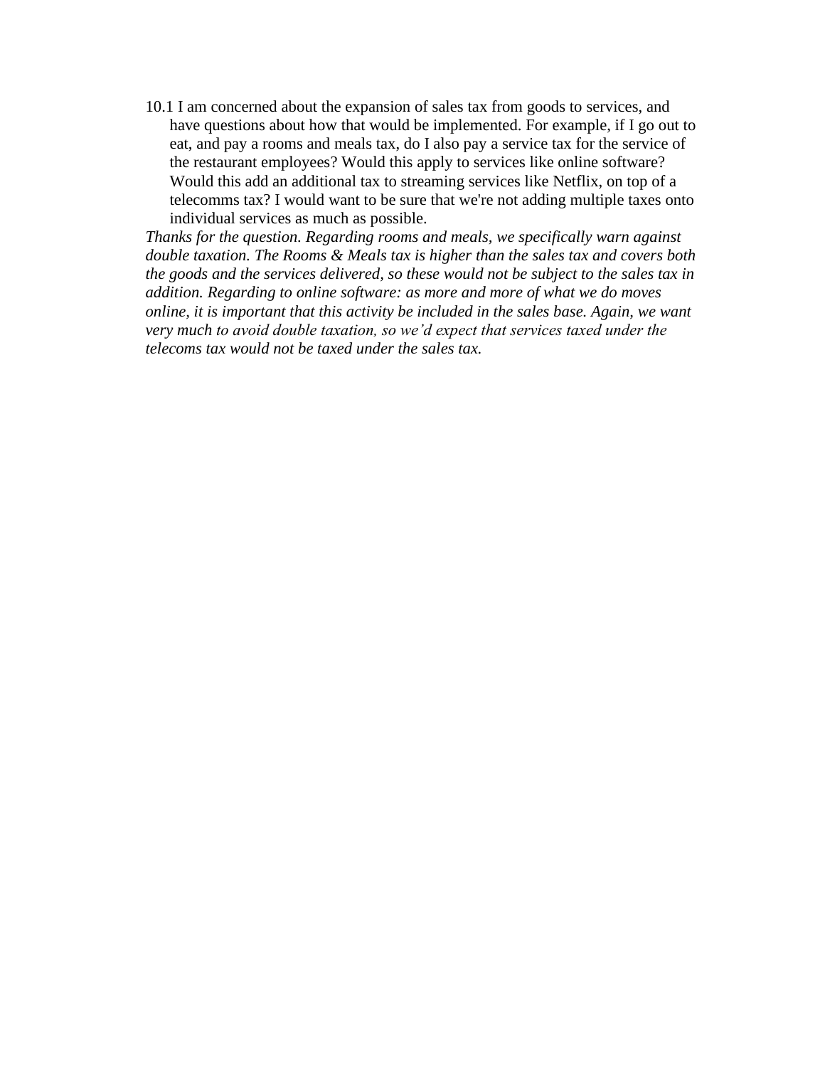10.1 I am concerned about the expansion of sales tax from goods to services, and have questions about how that would be implemented. For example, if I go out to eat, and pay a rooms and meals tax, do I also pay a service tax for the service of the restaurant employees? Would this apply to services like online software? Would this add an additional tax to streaming services like Netflix, on top of a telecomms tax? I would want to be sure that we're not adding multiple taxes onto individual services as much as possible.

*Thanks for the question. Regarding rooms and meals, we specifically warn against double taxation. The Rooms & Meals tax is higher than the sales tax and covers both the goods and the services delivered, so these would not be subject to the sales tax in addition. Regarding to online software: as more and more of what we do moves online, it is important that this activity be included in the sales base. Again, we want very much to avoid double taxation, so we'd expect that services taxed under the telecoms tax would not be taxed under the sales tax.*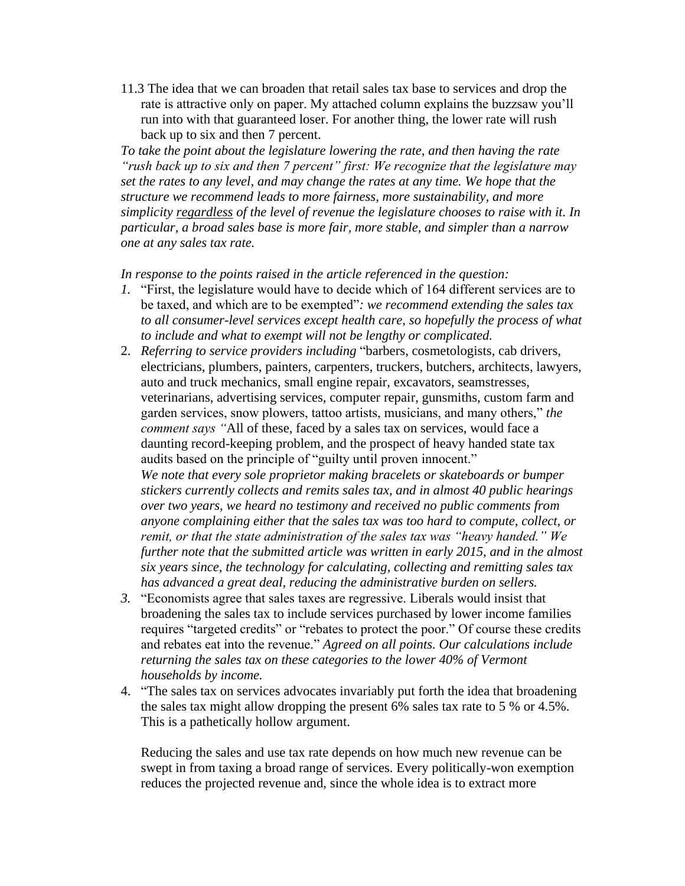11.3 The idea that we can broaden that retail sales tax base to services and drop the rate is attractive only on paper. My attached column explains the buzzsaw you'll run into with that guaranteed loser. For another thing, the lower rate will rush back up to six and then 7 percent.

*To take the point about the legislature lowering the rate, and then having the rate "rush back up to six and then 7 percent" first: We recognize that the legislature may set the rates to any level, and may change the rates at any time. We hope that the structure we recommend leads to more fairness, more sustainability, and more simplicity* ***regardless*** *of the level of revenue the legislature chooses to raise with it. In particular, a broad sales base is more fair, more stable, and simpler than a narrow one at any sales tax rate.*

*In response to the points raised in the article referenced in the question:*

1. "First, the legislature would have to decide which of 164 different services are to be taxed, and which are to be exempted"*: we recommend extending the sales tax to all consumer-level services except health care, so hopefully the process of what to include and what to exempt will not be lengthy or complicated.*
2. *Referring to service providers including* "barbers, cosmetologists, cab drivers, electricians, plumbers, painters, carpenters, truckers, butchers, architects, lawyers, auto and truck mechanics, small engine repair, excavators, seamstresses, veterinarians, advertising services, computer repair, gunsmiths, custom farm and garden services, snow plowers, tattoo artists, musicians, and many others," *the comment says "*All of these, faced by a sales tax on services, would face a daunting record-keeping problem, and the prospect of heavy handed state tax audits based on the principle of "guilty until proven innocent."
   *We note that every sole proprietor making bracelets or skateboards or bumper stickers currently collects and remits sales tax, and in almost 40 public hearings over two years, we heard no testimony and received no public comments from anyone complaining either that the sales tax was too hard to compute, collect, or remit, or that the state administration of the sales tax was "heavy handed." We further note that the submitted article was written in early 2015, and in the almost six years since, the technology for calculating, collecting and remitting sales tax has advanced a great deal, reducing the administrative burden on sellers.*
3. "Economists agree that sales taxes are regressive. Liberals would insist that broadening the sales tax to include services purchased by lower income families requires "targeted credits" or "rebates to protect the poor." Of course these credits and rebates eat into the revenue." *Agreed on all points. Our calculations include returning the sales tax on these categories to the lower 40% of Vermont households by income.*
4. "The sales tax on services advocates invariably put forth the idea that broadening the sales tax might allow dropping the present 6% sales tax rate to 5 % or 4.5%. This is a pathetically hollow argument.

   Reducing the sales and use tax rate depends on how much new revenue can be swept in from taxing a broad range of services. Every politically-won exemption reduces the projected revenue and, since the whole idea is to extract more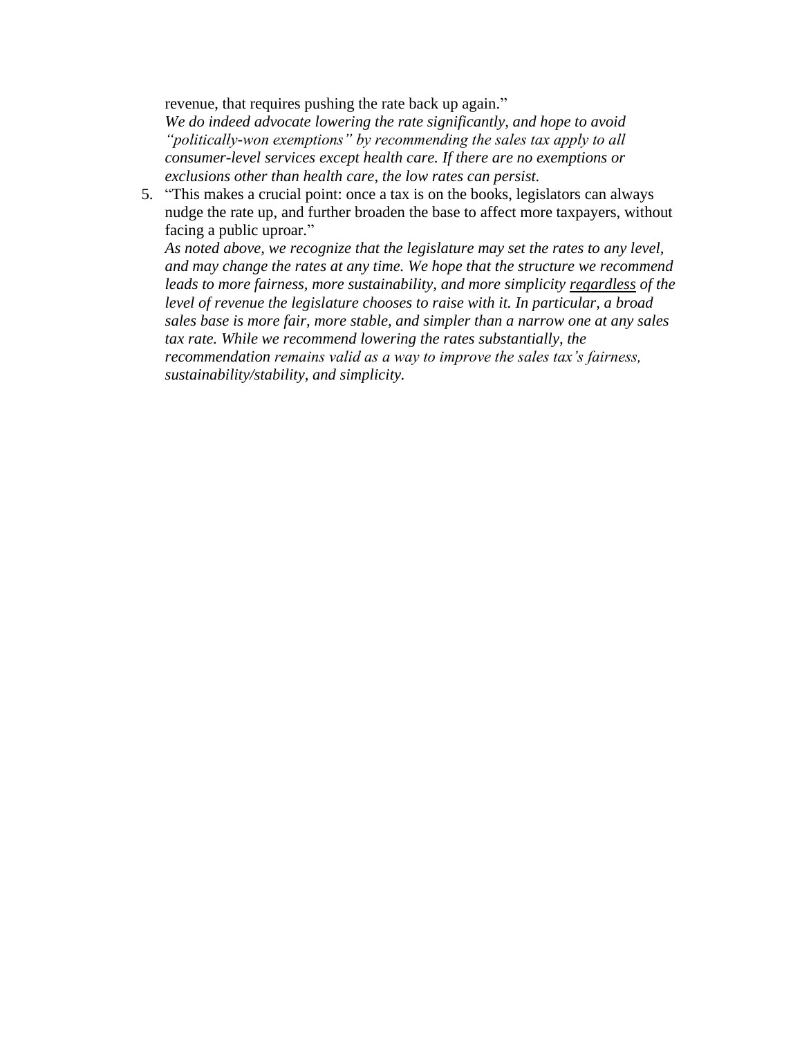revenue, that requires pushing the rate back up again."
*We do indeed advocate lowering the rate significantly, and hope to avoid "politically-won exemptions" by recommending the sales tax apply to all consumer-level services except health care. If there are no exemptions or exclusions other than health care, the low rates can persist.*

5. "This makes a crucial point: once a tax is on the books, legislators can always nudge the rate up, and further broaden the base to affect more taxpayers, without facing a public uproar."
*As noted above, we recognize that the legislature may set the rates to any level, and may change the rates at any time. We hope that the structure we recommend leads to more fairness, more sustainability, and more simplicity <u>regardless</u> of the level of revenue the legislature chooses to raise with it. In particular, a broad sales base is more fair, more stable, and simpler than a narrow one at any sales tax rate. While we recommend lowering the rates substantially, the recommendation remains valid as a way to improve the sales tax's fairness, sustainability/stability, and simplicity.*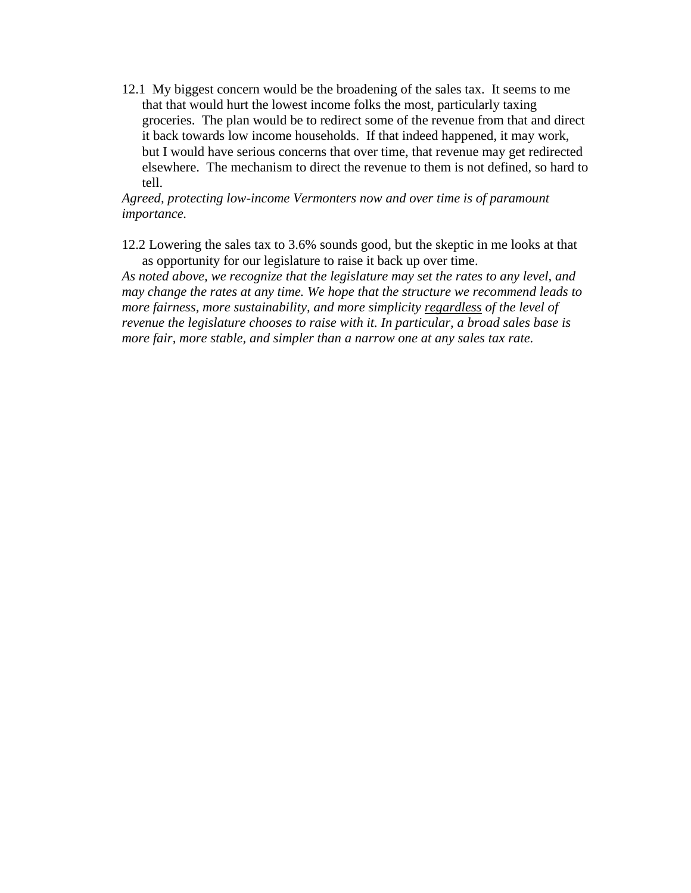12.1 My biggest concern would be the broadening of the sales tax. It seems to me that that would hurt the lowest income folks the most, particularly taxing groceries. The plan would be to redirect some of the revenue from that and direct it back towards low income households. If that indeed happened, it may work, but I would have serious concerns that over time, that revenue may get redirected elsewhere. The mechanism to direct the revenue to them is not defined, so hard to tell.

*Agreed, protecting low-income Vermonters now and over time is of paramount importance.*

12.2 Lowering the sales tax to 3.6% sounds good, but the skeptic in me looks at that as opportunity for our legislature to raise it back up over time.

*As noted above, we recognize that the legislature may set the rates to any level, and may change the rates at any time. We hope that the structure we recommend leads to more fairness, more sustainability, and more simplicity <u>regardless</u> of the level of revenue the legislature chooses to raise with it. In particular, a broad sales base is more fair, more stable, and simpler than a narrow one at any sales tax rate.*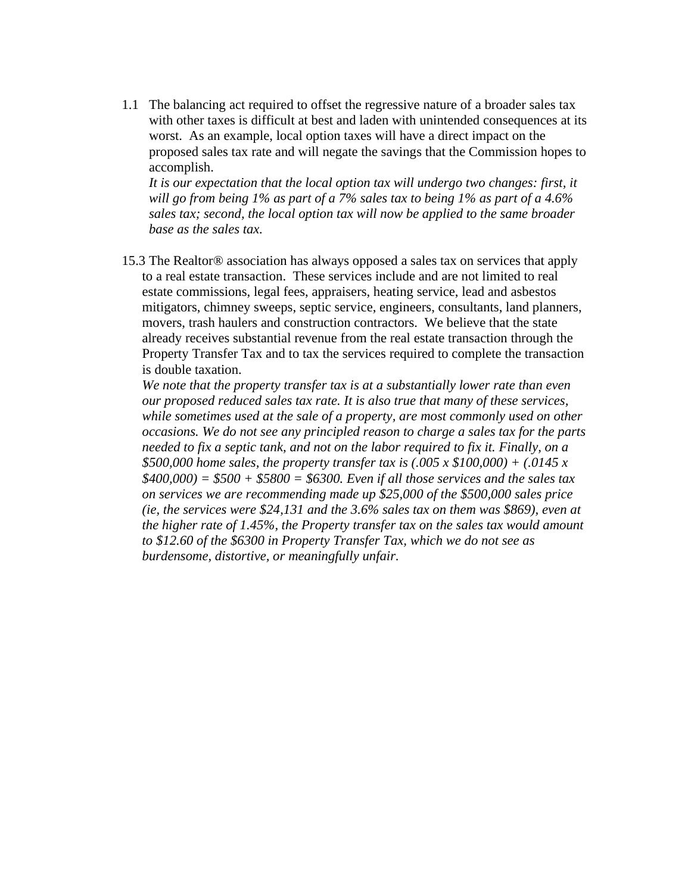1.1 The balancing act required to offset the regressive nature of a broader sales tax with other taxes is difficult at best and laden with unintended consequences at its worst. As an example, local option taxes will have a direct impact on the proposed sales tax rate and will negate the savings that the Commission hopes to accomplish.
*It is our expectation that the local option tax will undergo two changes: first, it will go from being 1% as part of a 7% sales tax to being 1% as part of a 4.6% sales tax; second, the local option tax will now be applied to the same broader base as the sales tax.*

15.3 The Realtor® association has always opposed a sales tax on services that apply to a real estate transaction. These services include and are not limited to real estate commissions, legal fees, appraisers, heating service, lead and asbestos mitigators, chimney sweeps, septic service, engineers, consultants, land planners, movers, trash haulers and construction contractors. We believe that the state already receives substantial revenue from the real estate transaction through the Property Transfer Tax and to tax the services required to complete the transaction is double taxation.
*We note that the property transfer tax is at a substantially lower rate than even our proposed reduced sales tax rate. It is also true that many of these services, while sometimes used at the sale of a property, are most commonly used on other occasions. We do not see any principled reason to charge a sales tax for the parts needed to fix a septic tank, and not on the labor required to fix it. Finally, on a $500,000 home sales, the property transfer tax is (.005 x $100,000) + (.0145 x $400,000) = $500 + $5800 = $6300. Even if all those services and the sales tax on services we are recommending made up $25,000 of the $500,000 sales price (ie, the services were $24,131 and the 3.6% sales tax on them was $869), even at the higher rate of 1.45%, the Property transfer tax on the sales tax would amount to $12.60 of the $6300 in Property Transfer Tax, which we do not see as burdensome, distortive, or meaningfully unfair.*